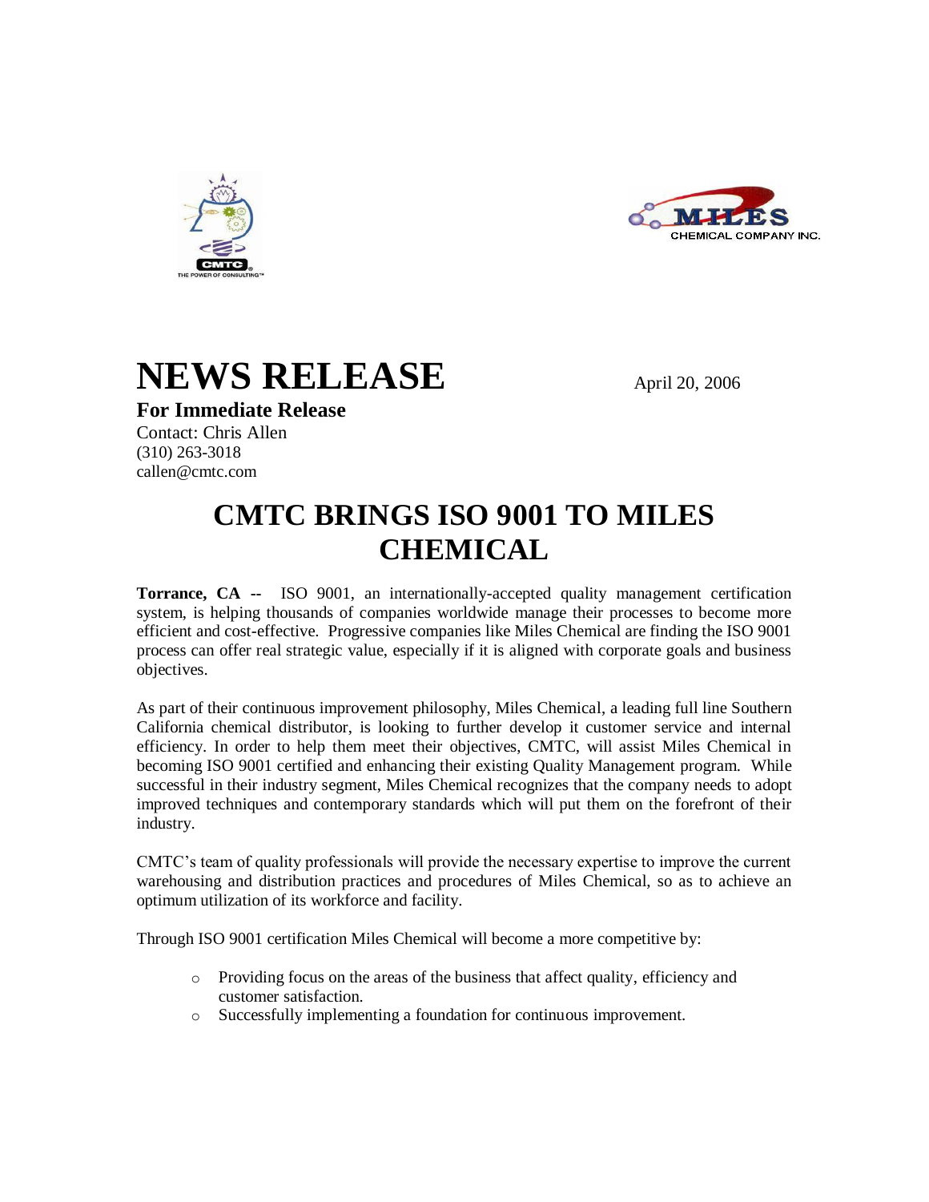# NEWS RELEASE

April 20, 2006

**For Immediate Release**

Contact: Chris Allen
(310) 263-3018
callen@cmtc.com

## CMTC BRINGS ISO 9001 TO MILES CHEMICAL

**Torrance, CA --** ISO 9001, an internationally-accepted quality management certification system, is helping thousands of companies worldwide manage their processes to become more efficient and cost-effective. Progressive companies like Miles Chemical are finding the ISO 9001 process can offer real strategic value, especially if it is aligned with corporate goals and business objectives.

As part of their continuous improvement philosophy, Miles Chemical, a leading full line Southern California chemical distributor, is looking to further develop it customer service and internal efficiency. In order to help them meet their objectives, CMTC, will assist Miles Chemical in becoming ISO 9001 certified and enhancing their existing Quality Management program. While successful in their industry segment, Miles Chemical recognizes that the company needs to adopt improved techniques and contemporary standards which will put them on the forefront of their industry.

CMTC's team of quality professionals will provide the necessary expertise to improve the current warehousing and distribution practices and procedures of Miles Chemical, so as to achieve an optimum utilization of its workforce and facility.

Through ISO 9001 certification Miles Chemical will become a more competitive by:

- Providing focus on the areas of the business that affect quality, efficiency and customer satisfaction.
- Successfully implementing a foundation for continuous improvement.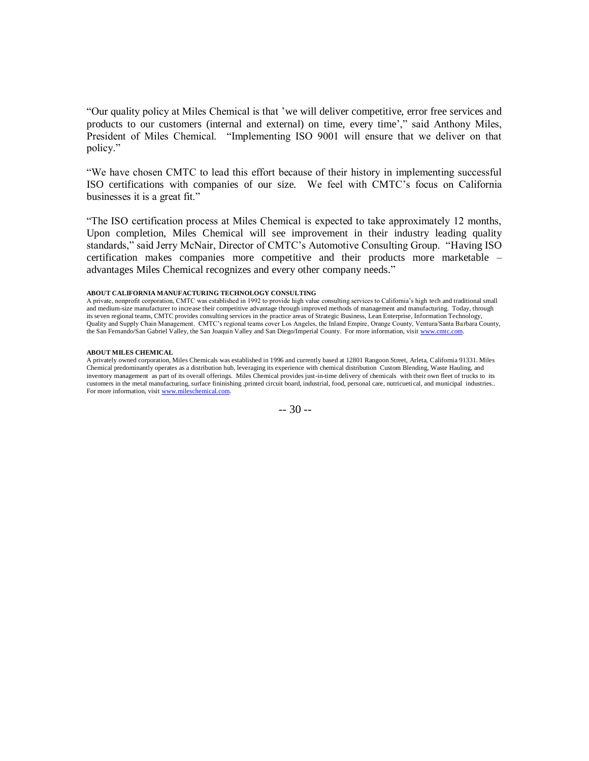"Our quality policy at Miles Chemical is that 'we will deliver competitive, error free services and products to our customers (internal and external) on time, every time'," said Anthony Miles, President of Miles Chemical. "Implementing ISO 9001 will ensure that we deliver on that policy."

"We have chosen CMTC to lead this effort because of their history in implementing successful ISO certifications with companies of our size. We feel with CMTC's focus on California businesses it is a great fit."

"The ISO certification process at Miles Chemical is expected to take approximately 12 months, Upon completion, Miles Chemical will see improvement in their industry leading quality standards," said Jerry McNair, Director of CMTC's Automotive Consulting Group. "Having ISO certification makes companies more competitive and their products more marketable – advantages Miles Chemical recognizes and every other company needs."

**ABOUT CALIFORNIA MANUFACTURING TECHNOLOGY CONSULTING**

A private, nonprofit corporation, CMTC was established in 1992 to provide high value consulting services to California's high tech and traditional small and medium-size manufacturer to increase their competitive advantage through improved methods of management and manufacturing. Today, through its seven regional teams, CMTC provides consulting services in the practice areas of Strategic Business, Lean Enterprise, Information Technology, Quality and Supply Chain Management. CMTC's regional teams cover Los Angeles, the Inland Empire, Orange County, Ventura/Santa Barbara County, the San Fernando/San Gabriel Valley, the San Joaquin Valley and San Diego/Imperial County. For more information, visit www.cmtc.com.

**ABOUT MILES CHEMICAL**

A privately owned corporation, Miles Chemicals was established in 1996 and currently based at 12801 Rangoon Street, Arleta, California 91331. Miles Chemical predominantly operates as a distribution hub, leveraging its experience with chemical distribution Custom Blending, Waste Hauling, and inventory management as part of its overall offerings. Miles Chemical provides just-in-time delivery of chemicals with their own fleet of trucks to its customers in the metal manufacturing, surface fininishing ,printed circuit board, industrial, food, personal care, nutricuetical, and municipal industries.. For more information, visit www.mileschemical.com.

-- 30 --